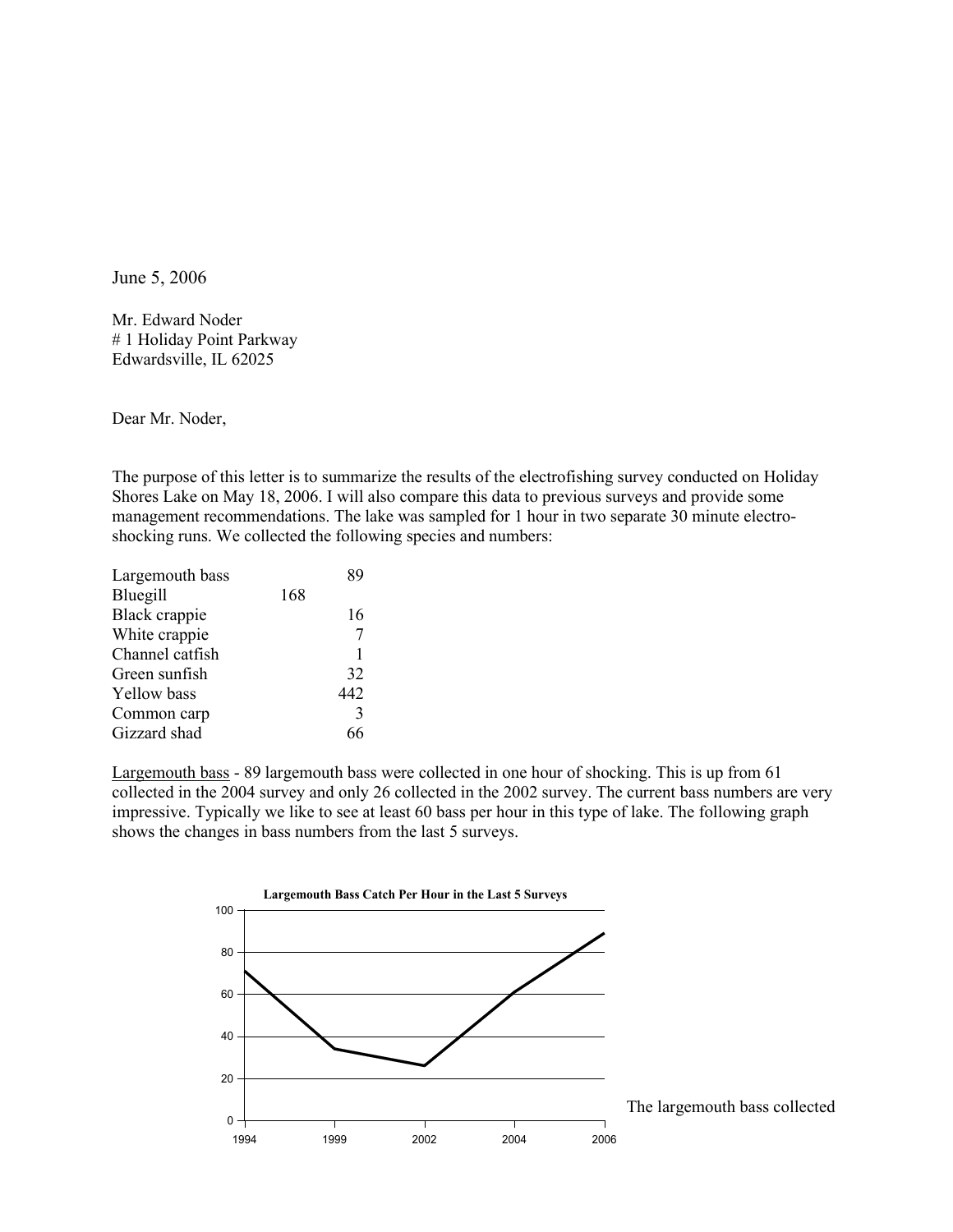June 5, 2006

Mr. Edward Noder
# 1 Holiday Point Parkway
Edwardsville, IL 62025

Dear Mr. Noder,

The purpose of this letter is to summarize the results of the electrofishing survey conducted on Holiday Shores Lake on May 18, 2006. I will also compare this data to previous surveys and provide some management recommendations. The lake was sampled for 1 hour in two separate 30 minute electro-shocking runs. We collected the following species and numbers:

| Species | Number |
|---|---|
| Largemouth bass | 89 |
| Bluegill | 168 |
| Black crappie | 16 |
| White crappie | 7 |
| Channel catfish | 1 |
| Green sunfish | 32 |
| Yellow bass | 442 |
| Common carp | 3 |
| Gizzard shad | 66 |

<u>Largemouth bass</u> - 89 largemouth bass were collected in one hour of shocking. This is up from 61 collected in the 2004 survey and only 26 collected in the 2002 survey. The current bass numbers are very impressive. Typically we like to see at least 60 bass per hour in this type of lake. The following graph shows the changes in bass numbers from the last 5 surveys.

**Largemouth Bass Catch Per Hour in the Last 5 Surveys**

The largemouth bass collected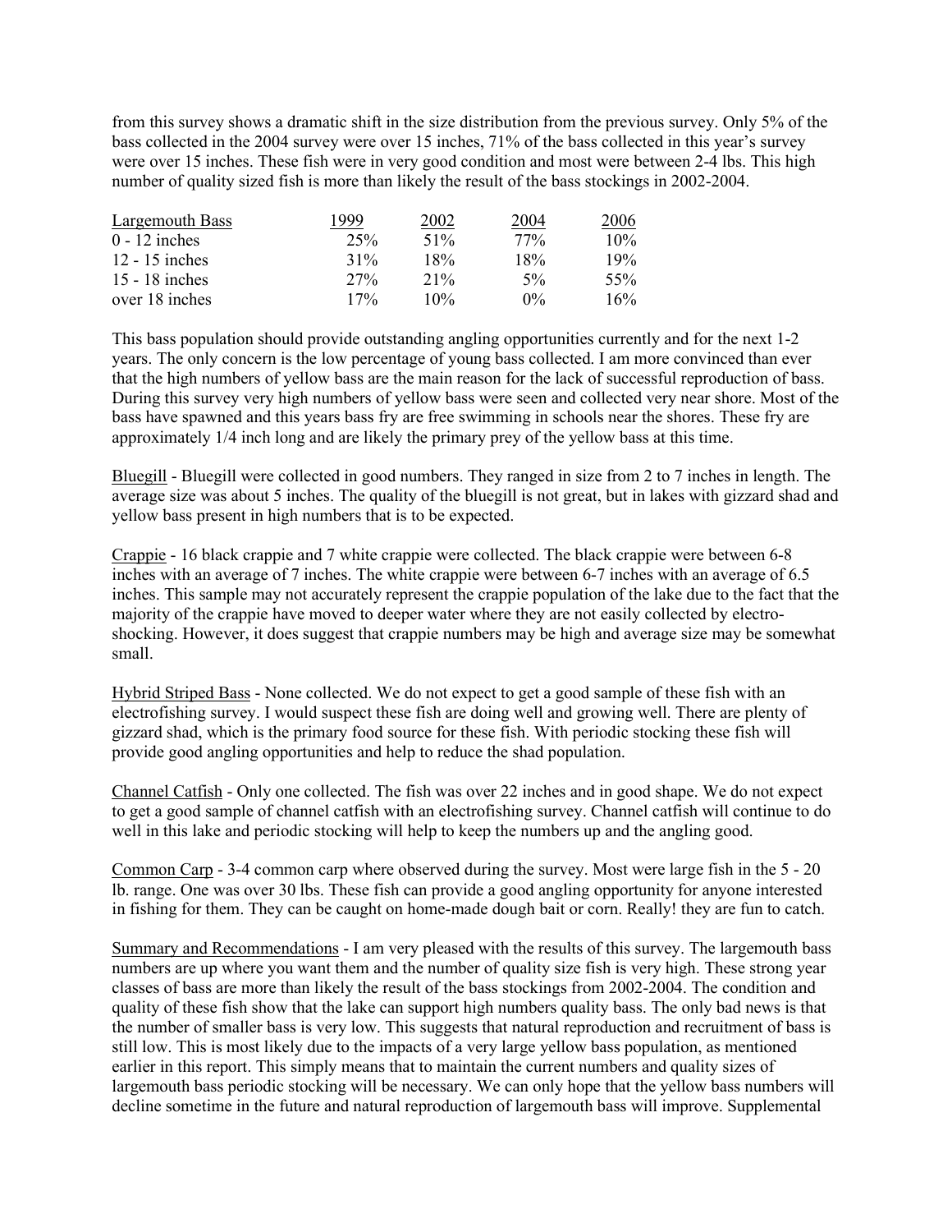from this survey shows a dramatic shift in the size distribution from the previous survey. Only 5% of the bass collected in the 2004 survey were over 15 inches, 71% of the bass collected in this year's survey were over 15 inches. These fish were in very good condition and most were between 2-4 lbs. This high number of quality sized fish is more than likely the result of the bass stockings in 2002-2004.

| Largemouth Bass | 1999 | 2002 | 2004 | 2006 |
|---|---|---|---|---|
| 0 - 12 inches | 25% | 51% | 77% | 10% |
| 12 - 15 inches | 31% | 18% | 18% | 19% |
| 15 - 18 inches | 27% | 21% | 5% | 55% |
| over 18 inches | 17% | 10% | 0% | 16% |

This bass population should provide outstanding angling opportunities currently and for the next 1-2 years. The only concern is the low percentage of young bass collected. I am more convinced than ever that the high numbers of yellow bass are the main reason for the lack of successful reproduction of bass. During this survey very high numbers of yellow bass were seen and collected very near shore. Most of the bass have spawned and this years bass fry are free swimming in schools near the shores. These fry are approximately 1/4 inch long and are likely the primary prey of the yellow bass at this time.

Bluegill - Bluegill were collected in good numbers. They ranged in size from 2 to 7 inches in length. The average size was about 5 inches. The quality of the bluegill is not great, but in lakes with gizzard shad and yellow bass present in high numbers that is to be expected.

Crappie - 16 black crappie and 7 white crappie were collected. The black crappie were between 6-8 inches with an average of 7 inches. The white crappie were between 6-7 inches with an average of 6.5 inches. This sample may not accurately represent the crappie population of the lake due to the fact that the majority of the crappie have moved to deeper water where they are not easily collected by electro-shocking. However, it does suggest that crappie numbers may be high and average size may be somewhat small.

Hybrid Striped Bass - None collected. We do not expect to get a good sample of these fish with an electrofishing survey. I would suspect these fish are doing well and growing well. There are plenty of gizzard shad, which is the primary food source for these fish. With periodic stocking these fish will provide good angling opportunities and help to reduce the shad population.

Channel Catfish - Only one collected. The fish was over 22 inches and in good shape. We do not expect to get a good sample of channel catfish with an electrofishing survey. Channel catfish will continue to do well in this lake and periodic stocking will help to keep the numbers up and the angling good.

Common Carp - 3-4 common carp where observed during the survey. Most were large fish in the 5 - 20 lb. range. One was over 30 lbs. These fish can provide a good angling opportunity for anyone interested in fishing for them. They can be caught on home-made dough bait or corn. Really! they are fun to catch.

Summary and Recommendations - I am very pleased with the results of this survey. The largemouth bass numbers are up where you want them and the number of quality size fish is very high. These strong year classes of bass are more than likely the result of the bass stockings from 2002-2004. The condition and quality of these fish show that the lake can support high numbers quality bass. The only bad news is that the number of smaller bass is very low. This suggests that natural reproduction and recruitment of bass is still low. This is most likely due to the impacts of a very large yellow bass population, as mentioned earlier in this report. This simply means that to maintain the current numbers and quality sizes of largemouth bass periodic stocking will be necessary. We can only hope that the yellow bass numbers will decline sometime in the future and natural reproduction of largemouth bass will improve. Supplemental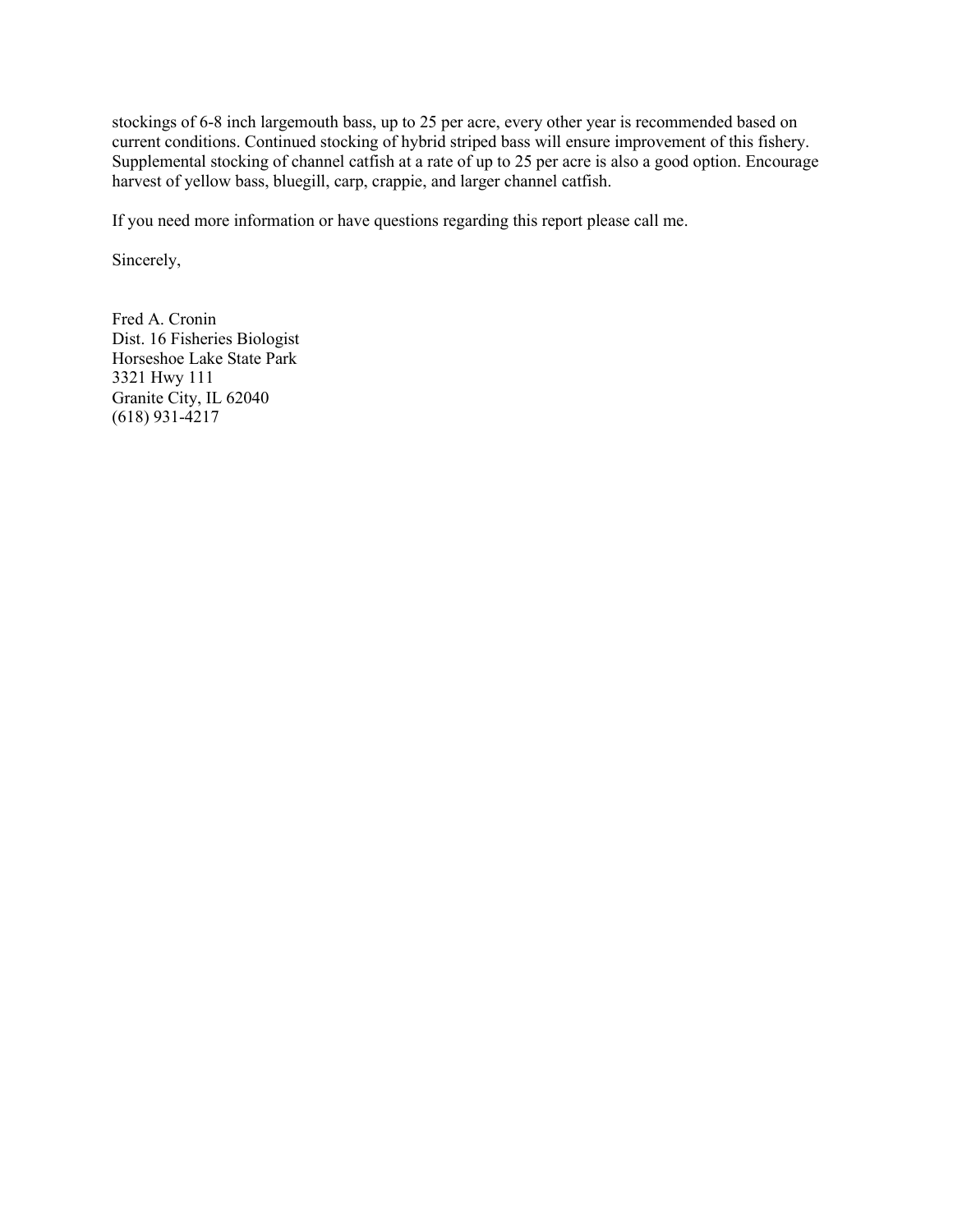stockings of 6-8 inch largemouth bass, up to 25 per acre, every other year is recommended based on current conditions. Continued stocking of hybrid striped bass will ensure improvement of this fishery. Supplemental stocking of channel catfish at a rate of up to 25 per acre is also a good option. Encourage harvest of yellow bass, bluegill, carp, crappie, and larger channel catfish.

If you need more information or have questions regarding this report please call me.

Sincerely,

Fred A. Cronin  
Dist. 16 Fisheries Biologist  
Horseshoe Lake State Park  
3321 Hwy 111  
Granite City, IL 62040  
(618) 931-4217